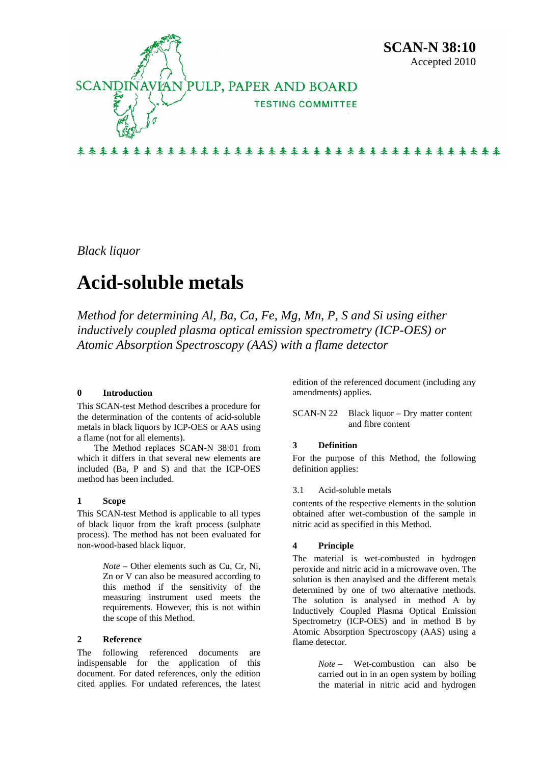**SCAN-N 38:10**
Accepted 2010

SCANDINAVIAN PULP, PAPER AND BOARD
TESTING COMMITTEE

*Black liquor*

# Acid-soluble metals

*Method for determining Al, Ba, Ca, Fe, Mg, Mn, P, S and Si using either inductively coupled plasma optical emission spectrometry (ICP-OES) or Atomic Absorption Spectroscopy (AAS) with a flame detector*

## 0 Introduction

This SCAN-test Method describes a procedure for the determination of the contents of acid-soluble metals in black liquors by ICP-OES or AAS using a flame (not for all elements).

The Method replaces SCAN-N 38:01 from which it differs in that several new elements are included (Ba, P and S) and that the ICP-OES method has been included.

## 1 Scope

This SCAN-test Method is applicable to all types of black liquor from the kraft process (sulphate process). The method has not been evaluated for non-wood-based black liquor.

> *Note* – Other elements such as Cu, Cr, Ni, Zn or V can also be measured according to this method if the sensitivity of the measuring instrument used meets the requirements. However, this is not within the scope of this Method.

## 2 Reference

The following referenced documents are indispensable for the application of this document. For dated references, only the edition cited applies. For undated references, the latest edition of the referenced document (including any amendments) applies.

SCAN-N 22 Black liquor – Dry matter content and fibre content

## 3 Definition

For the purpose of this Method, the following definition applies:

3.1 Acid-soluble metals

contents of the respective elements in the solution obtained after wet-combustion of the sample in nitric acid as specified in this Method.

## 4 Principle

The material is wet-combusted in hydrogen peroxide and nitric acid in a microwave oven. The solution is then anaylsed and the different metals determined by one of two alternative methods. The solution is analysed in method A by Inductively Coupled Plasma Optical Emission Spectrometry (ICP-OES) and in method B by Atomic Absorption Spectroscopy (AAS) using a flame detector.

> *Note* – Wet-combustion can also be carried out in in an open system by boiling the material in nitric acid and hydrogen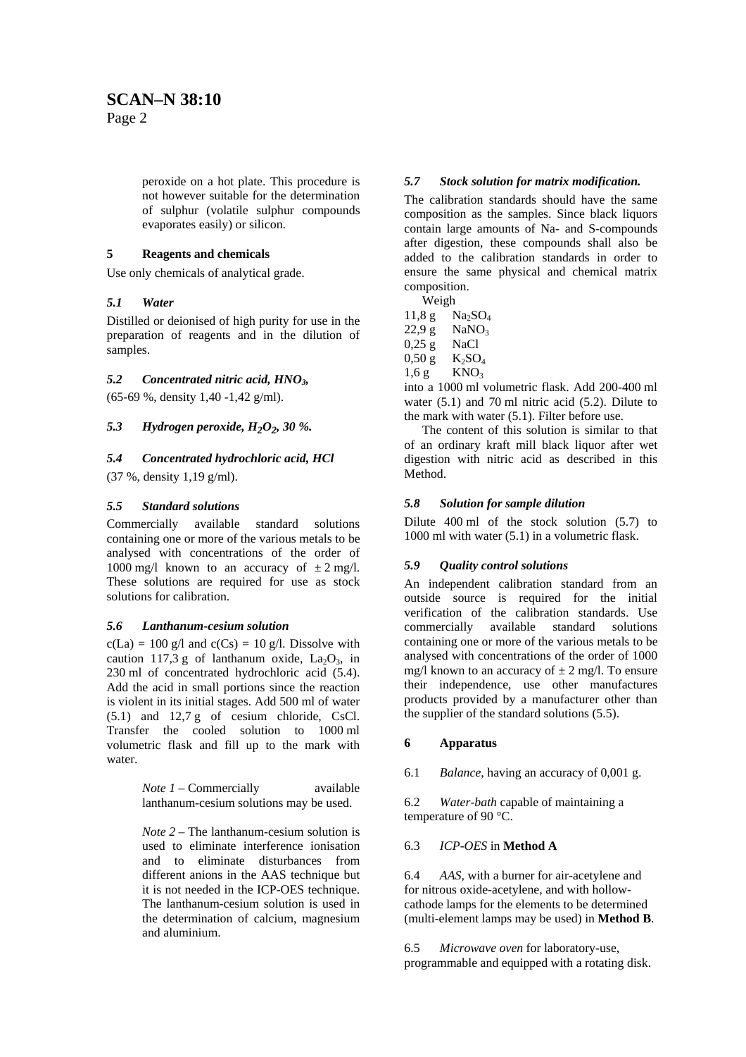peroxide on a hot plate. This procedure is not however suitable for the determination of sulphur (volatile sulphur compounds evaporates easily) or silicon.

## 5 Reagents and chemicals

Use only chemicals of analytical grade.

### *5.1 Water*

Distilled or deionised of high purity for use in the preparation of reagents and in the dilution of samples.

### *5.2 Concentrated nitric acid, $HNO_3$,*

(65-69 %, density 1,40 -1,42 g/ml).

### *5.3 Hydrogen peroxide, $H_2O_2$, 30 %.*

### *5.4 Concentrated hydrochloric acid, HCl*

(37 %, density 1,19 g/ml).

### *5.5 Standard solutions*

Commercially available standard solutions containing one or more of the various metals to be analysed with concentrations of the order of 1000 mg/l known to an accuracy of ± 2 mg/l. These solutions are required for use as stock solutions for calibration.

### *5.6 Lanthanum-cesium solution*

c(La) = 100 g/l and c(Cs) = 10 g/l. Dissolve with caution 117,3 g of lanthanum oxide, $La_2O_3$, in 230 ml of concentrated hydrochloric acid (5.4). Add the acid in small portions since the reaction is violent in its initial stages. Add 500 ml of water (5.1) and 12,7 g of cesium chloride, CsCl. Transfer the cooled solution to 1000 ml volumetric flask and fill up to the mark with water.

> *Note 1* – Commercially available lanthanum-cesium solutions may be used.

> *Note 2* – The lanthanum-cesium solution is used to eliminate interference ionisation and to eliminate disturbances from different anions in the AAS technique but it is not needed in the ICP-OES technique. The lanthanum-cesium solution is used in the determination of calcium, magnesium and aluminium.

### *5.7 Stock solution for matrix modification.*

The calibration standards should have the same composition as the samples. Since black liquors contain large amounts of Na- and S-compounds after digestion, these compounds shall also be added to the calibration standards in order to ensure the same physical and chemical matrix composition.

Weigh

11,8 g $Na_2SO_4$
22,9 g $NaNO_3$
0,25 g NaCl
0,50 g $K_2SO_4$
1,6 g $KNO_3$

into a 1000 ml volumetric flask. Add 200-400 ml water (5.1) and 70 ml nitric acid (5.2). Dilute to the mark with water (5.1). Filter before use.

The content of this solution is similar to that of an ordinary kraft mill black liquor after wet digestion with nitric acid as described in this Method.

### *5.8 Solution for sample dilution*

Dilute 400 ml of the stock solution (5.7) to 1000 ml with water (5.1) in a volumetric flask.

### *5.9 Quality control solutions*

An independent calibration standard from an outside source is required for the initial verification of the calibration standards. Use commercially available standard solutions containing one or more of the various metals to be analysed with concentrations of the order of 1000 mg/l known to an accuracy of ± 2 mg/l. To ensure their independence, use other manufactures products provided by a manufacturer other than the supplier of the standard solutions (5.5).

## 6 Apparatus

6.1 *Balance*, having an accuracy of 0,001 g.

6.2 *Water-bath* capable of maintaining a temperature of 90 °C.

6.3 *ICP-OES* in **Method A**

6.4 *AAS*, with a burner for air-acetylene and for nitrous oxide-acetylene, and with hollow-cathode lamps for the elements to be determined (multi-element lamps may be used) in **Method B**.

6.5 *Microwave oven* for laboratory-use, programmable and equipped with a rotating disk.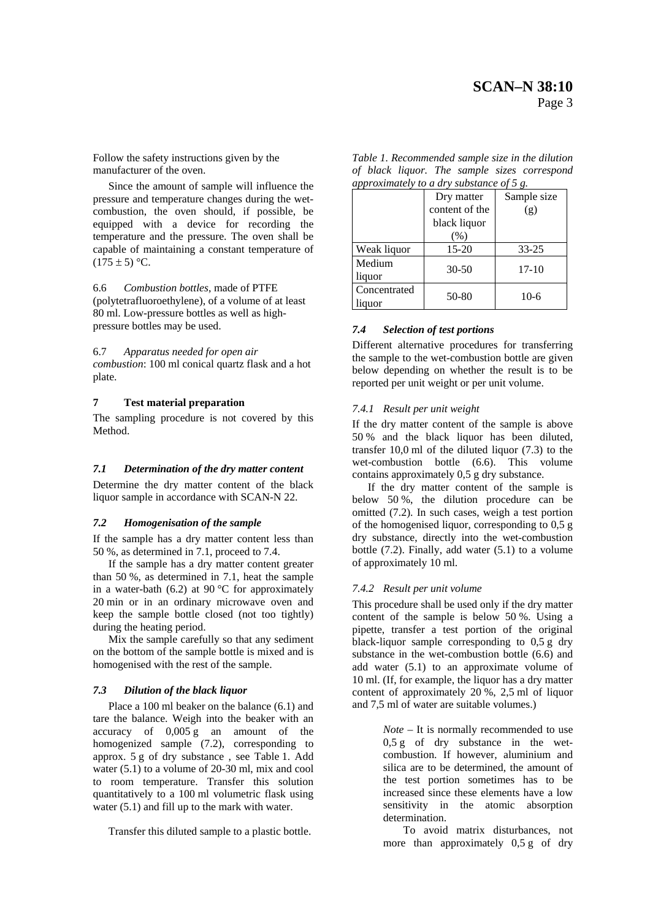Follow the safety instructions given by the manufacturer of the oven.

Since the amount of sample will influence the pressure and temperature changes during the wet-combustion, the oven should, if possible, be equipped with a device for recording the temperature and the pressure. The oven shall be capable of maintaining a constant temperature of (175 ± 5) °C.

6.6 *Combustion bottles*, made of PTFE (polytetrafluoroethylene), of a volume of at least 80 ml. Low-pressure bottles as well as high-pressure bottles may be used.

6.7 *Apparatus needed for open air combustion*: 100 ml conical quartz flask and a hot plate.

## 7 Test material preparation

The sampling procedure is not covered by this Method.

### *7.1 Determination of the dry matter content*

Determine the dry matter content of the black liquor sample in accordance with SCAN-N 22.

### *7.2 Homogenisation of the sample*

If the sample has a dry matter content less than 50 %, as determined in 7.1, proceed to 7.4.

If the sample has a dry matter content greater than 50 %, as determined in 7.1, heat the sample in a water-bath (6.2) at 90 °C for approximately 20 min or in an ordinary microwave oven and keep the sample bottle closed (not too tightly) during the heating period.

Mix the sample carefully so that any sediment on the bottom of the sample bottle is mixed and is homogenised with the rest of the sample.

### *7.3 Dilution of the black liquor*

Place a 100 ml beaker on the balance (6.1) and tare the balance. Weigh into the beaker with an accuracy of 0,005 g an amount of the homogenized sample (7.2), corresponding to approx. 5 g of dry substance , see Table 1. Add water (5.1) to a volume of 20-30 ml, mix and cool to room temperature. Transfer this solution quantitatively to a 100 ml volumetric flask using water (5.1) and fill up to the mark with water.

Transfer this diluted sample to a plastic bottle.

*Table 1. Recommended sample size in the dilution of black liquor. The sample sizes correspond approximately to a dry substance of 5 g.*

| | Dry matter content of the black liquor (%) | Sample size (g) |
|---|---|---|
| Weak liquor | 15-20 | 33-25 |
| Medium liquor | 30-50 | 17-10 |
| Concentrated liquor | 50-80 | 10-6 |

### *7.4 Selection of test portions*

Different alternative procedures for transferring the sample to the wet-combustion bottle are given below depending on whether the result is to be reported per unit weight or per unit volume.

#### *7.4.1 Result per unit weight*

If the dry matter content of the sample is above 50 % and the black liquor has been diluted, transfer 10,0 ml of the diluted liquor (7.3) to the wet-combustion bottle (6.6). This volume contains approximately 0,5 g dry substance.

If the dry matter content of the sample is below 50 %, the dilution procedure can be omitted (7.2). In such cases, weigh a test portion of the homogenised liquor, corresponding to 0,5 g dry substance, directly into the wet-combustion bottle (7.2). Finally, add water (5.1) to a volume of approximately 10 ml.

#### *7.4.2 Result per unit volume*

This procedure shall be used only if the dry matter content of the sample is below 50 %. Using a pipette, transfer a test portion of the original black-liquor sample corresponding to 0,5 g dry substance in the wet-combustion bottle (6.6) and add water (5.1) to an approximate volume of 10 ml. (If, for example, the liquor has a dry matter content of approximately 20 %, 2,5 ml of liquor and 7,5 ml of water are suitable volumes.)

> *Note* – It is normally recommended to use 0,5 g of dry substance in the wet-combustion. If however, aluminium and silica are to be determined, the amount of the test portion sometimes has to be increased since these elements have a low sensitivity in the atomic absorption determination.
>
> To avoid matrix disturbances, not more than approximately 0,5 g of dry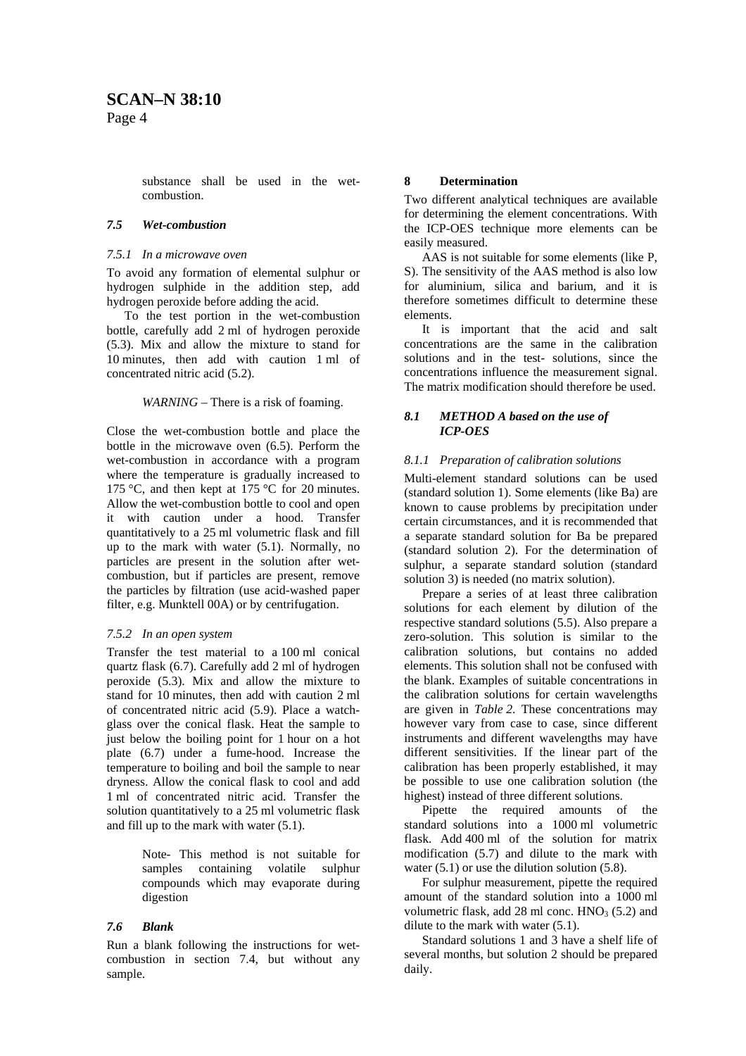substance shall be used in the wet-combustion.

### *7.5 Wet-combustion*

#### *7.5.1 In a microwave oven*

To avoid any formation of elemental sulphur or hydrogen sulphide in the addition step, add hydrogen peroxide before adding the acid.

To the test portion in the wet-combustion bottle, carefully add 2 ml of hydrogen peroxide (5.3). Mix and allow the mixture to stand for 10 minutes, then add with caution 1 ml of concentrated nitric acid (5.2).

*WARNING* – There is a risk of foaming.

Close the wet-combustion bottle and place the bottle in the microwave oven (6.5). Perform the wet-combustion in accordance with a program where the temperature is gradually increased to 175 °C, and then kept at 175 °C for 20 minutes. Allow the wet-combustion bottle to cool and open it with caution under a hood. Transfer quantitatively to a 25 ml volumetric flask and fill up to the mark with water (5.1). Normally, no particles are present in the solution after wet-combustion, but if particles are present, remove the particles by filtration (use acid-washed paper filter, e.g. Munktell 00A) or by centrifugation.

#### *7.5.2 In an open system*

Transfer the test material to a 100 ml conical quartz flask (6.7). Carefully add 2 ml of hydrogen peroxide (5.3). Mix and allow the mixture to stand for 10 minutes, then add with caution 2 ml of concentrated nitric acid (5.9). Place a watch-glass over the conical flask. Heat the sample to just below the boiling point for 1 hour on a hot plate (6.7) under a fume-hood. Increase the temperature to boiling and boil the sample to near dryness. Allow the conical flask to cool and add 1 ml of concentrated nitric acid. Transfer the solution quantitatively to a 25 ml volumetric flask and fill up to the mark with water (5.1).

> Note- This method is not suitable for samples containing volatile sulphur compounds which may evaporate during digestion

### *7.6 Blank*

Run a blank following the instructions for wet-combustion in section 7.4, but without any sample.

## 8 Determination

Two different analytical techniques are available for determining the element concentrations. With the ICP-OES technique more elements can be easily measured.

AAS is not suitable for some elements (like P, S). The sensitivity of the AAS method is also low for aluminium, silica and barium, and it is therefore sometimes difficult to determine these elements.

It is important that the acid and salt concentrations are the same in the calibration solutions and in the test- solutions, since the concentrations influence the measurement signal. The matrix modification should therefore be used.

### *8.1 METHOD A based on the use of ICP-OES*

#### *8.1.1 Preparation of calibration solutions*

Multi-element standard solutions can be used (standard solution 1). Some elements (like Ba) are known to cause problems by precipitation under certain circumstances, and it is recommended that a separate standard solution for Ba be prepared (standard solution 2). For the determination of sulphur, a separate standard solution (standard solution 3) is needed (no matrix solution).

Prepare a series of at least three calibration solutions for each element by dilution of the respective standard solutions (5.5). Also prepare a zero-solution. This solution is similar to the calibration solutions, but contains no added elements. This solution shall not be confused with the blank. Examples of suitable concentrations in the calibration solutions for certain wavelengths are given in *Table 2*. These concentrations may however vary from case to case, since different instruments and different wavelengths may have different sensitivities. If the linear part of the calibration has been properly established, it may be possible to use one calibration solution (the highest) instead of three different solutions.

Pipette the required amounts of the standard solutions into a 1000 ml volumetric flask. Add 400 ml of the solution for matrix modification (5.7) and dilute to the mark with water (5.1) or use the dilution solution (5.8).

For sulphur measurement, pipette the required amount of the standard solution into a 1000 ml volumetric flask, add 28 ml conc. $HNO_3$ (5.2) and dilute to the mark with water (5.1).

Standard solutions 1 and 3 have a shelf life of several months, but solution 2 should be prepared daily.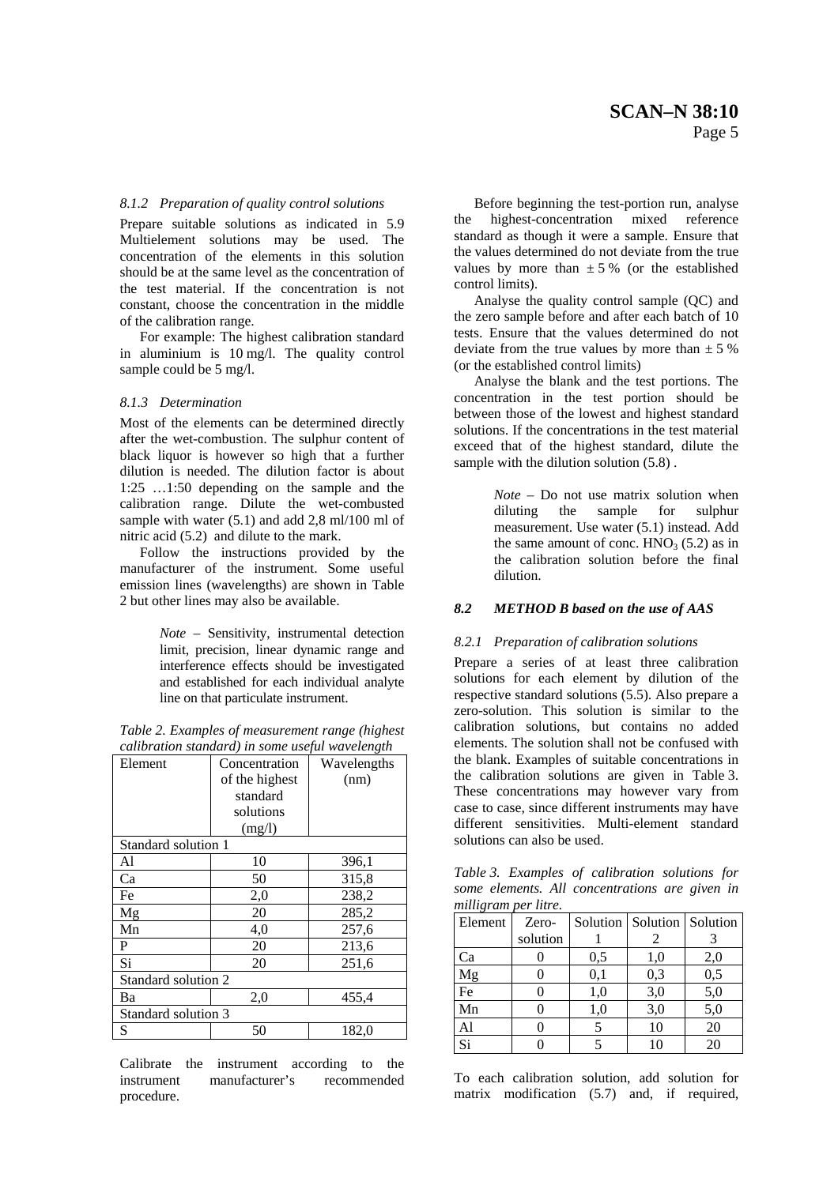#### 8.1.2 Preparation of quality control solutions

Prepare suitable solutions as indicated in 5.9 Multielement solutions may be used. The concentration of the elements in this solution should be at the same level as the concentration of the test material. If the concentration is not constant, choose the concentration in the middle of the calibration range.

For example: The highest calibration standard in aluminium is 10 mg/l. The quality control sample could be 5 mg/l.

#### 8.1.3 Determination

Most of the elements can be determined directly after the wet-combustion. The sulphur content of black liquor is however so high that a further dilution is needed. The dilution factor is about 1:25 …1:50 depending on the sample and the calibration range. Dilute the wet-combusted sample with water (5.1) and add 2,8 ml/100 ml of nitric acid (5.2) and dilute to the mark.

Follow the instructions provided by the manufacturer of the instrument. Some useful emission lines (wavelengths) are shown in Table 2 but other lines may also be available.

> *Note* – Sensitivity, instrumental detection limit, precision, linear dynamic range and interference effects should be investigated and established for each individual analyte line on that particulate instrument.

*Table 2. Examples of measurement range (highest calibration standard) in some useful wavelength*

| Element | Concentration of the highest standard solutions (mg/l) | Wavelengths (nm) |
|---|---|---|
| Standard solution 1 | | |
| Al | 10 | 396,1 |
| Ca | 50 | 315,8 |
| Fe | 2,0 | 238,2 |
| Mg | 20 | 285,2 |
| Mn | 4,0 | 257,6 |
| P | 20 | 213,6 |
| Si | 20 | 251,6 |
| Standard solution 2 | | |
| Ba | 2,0 | 455,4 |
| Standard solution 3 | | |
| S | 50 | 182,0 |

Calibrate the instrument according to the instrument manufacturer's recommended procedure.

Before beginning the test-portion run, analyse the highest-concentration mixed reference standard as though it were a sample. Ensure that the values determined do not deviate from the true values by more than ± 5 % (or the established control limits).

Analyse the quality control sample (QC) and the zero sample before and after each batch of 10 tests. Ensure that the values determined do not deviate from the true values by more than ± 5 % (or the established control limits)

Analyse the blank and the test portions. The concentration in the test portion should be between those of the lowest and highest standard solutions. If the concentrations in the test material exceed that of the highest standard, dilute the sample with the dilution solution (5.8) .

> *Note* – Do not use matrix solution when diluting the sample for sulphur measurement. Use water (5.1) instead. Add the same amount of conc. $HNO_3$ (5.2) as in the calibration solution before the final dilution.

### 8.2 METHOD B based on the use of AAS

#### 8.2.1 Preparation of calibration solutions

Prepare a series of at least three calibration solutions for each element by dilution of the respective standard solutions (5.5). Also prepare a zero-solution. This solution is similar to the calibration solutions, but contains no added elements. The solution shall not be confused with the blank. Examples of suitable concentrations in the calibration solutions are given in Table 3. These concentrations may however vary from case to case, since different instruments may have different sensitivities. Multi-element standard solutions can also be used.

*Table 3. Examples of calibration solutions for some elements. All concentrations are given in milligram per litre.*

| Element | Zero-solution | Solution 1 | Solution 2 | Solution 3 |
|---|---|---|---|---|
| Ca | 0 | 0,5 | 1,0 | 2,0 |
| Mg | 0 | 0,1 | 0,3 | 0,5 |
| Fe | 0 | 1,0 | 3,0 | 5,0 |
| Mn | 0 | 1,0 | 3,0 | 5,0 |
| Al | 0 | 5 | 10 | 20 |
| Si | 0 | 5 | 10 | 20 |

To each calibration solution, add solution for matrix modification (5.7) and, if required,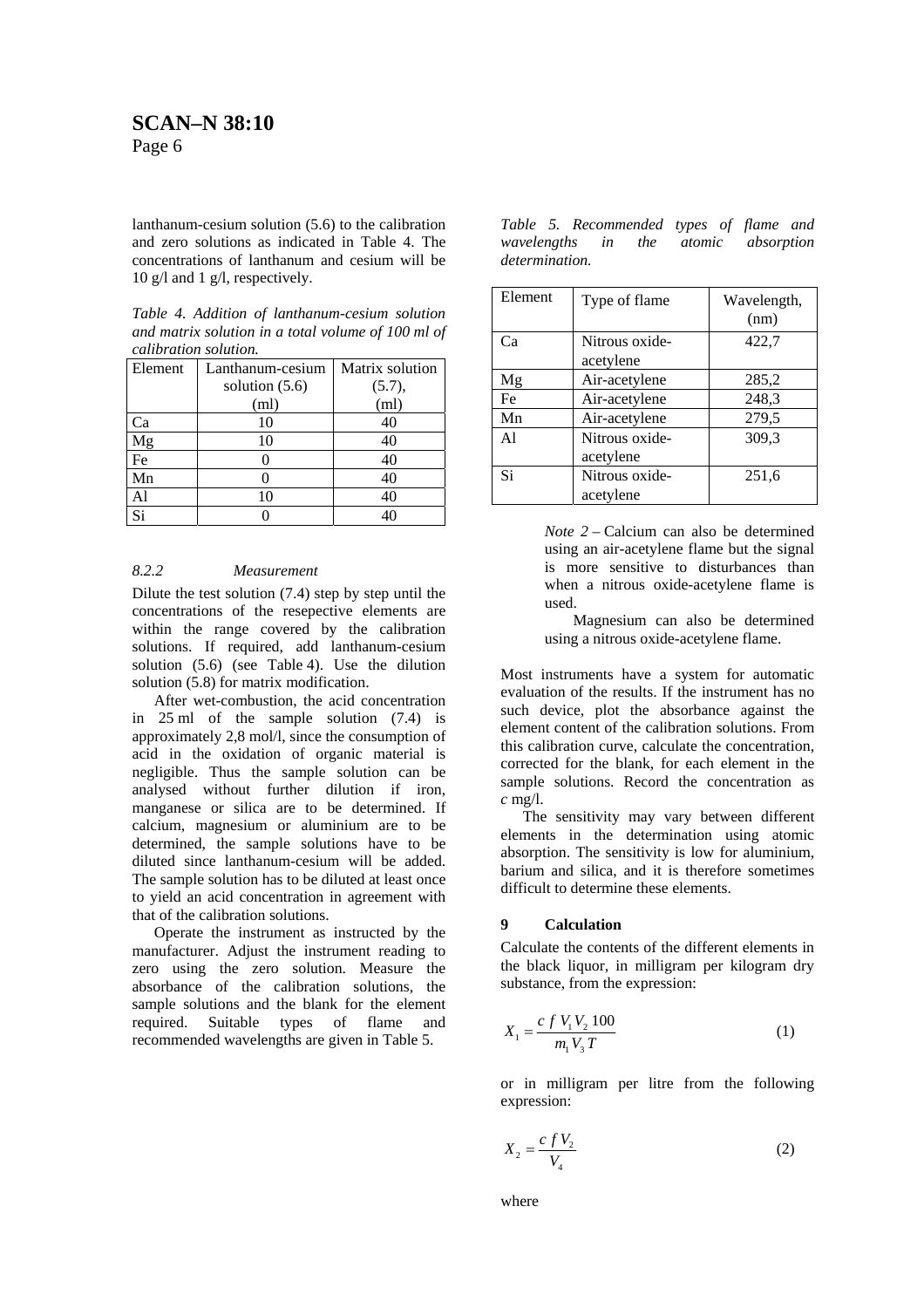lanthanum-cesium solution (5.6) to the calibration and zero solutions as indicated in Table 4. The concentrations of lanthanum and cesium will be 10 g/l and 1 g/l, respectively.

*Table 4. Addition of lanthanum-cesium solution and matrix solution in a total volume of 100 ml of calibration solution.*

| Element | Lanthanum-cesium solution (5.6) (ml) | Matrix solution (5.7), (ml) |
|---|---|---|
| Ca | 10 | 40 |
| Mg | 10 | 40 |
| Fe | 0 | 40 |
| Mn | 0 | 40 |
| Al | 10 | 40 |
| Si | 0 | 40 |

#### *8.2.2 Measurement*

Dilute the test solution (7.4) step by step until the concentrations of the resepective elements are within the range covered by the calibration solutions. If required, add lanthanum-cesium solution (5.6) (see Table 4). Use the dilution solution (5.8) for matrix modification.

After wet-combustion, the acid concentration in 25 ml of the sample solution (7.4) is approximately 2,8 mol/l, since the consumption of acid in the oxidation of organic material is negligible. Thus the sample solution can be analysed without further dilution if iron, manganese or silica are to be determined. If calcium, magnesium or aluminium are to be determined, the sample solutions have to be diluted since lanthanum-cesium will be added. The sample solution has to be diluted at least once to yield an acid concentration in agreement with that of the calibration solutions.

Operate the instrument as instructed by the manufacturer. Adjust the instrument reading to zero using the zero solution. Measure the absorbance of the calibration solutions, the sample solutions and the blank for the element required. Suitable types of flame and recommended wavelengths are given in Table 5.

*Table 5. Recommended types of flame and wavelengths in the atomic absorption determination.*

| Element | Type of flame | Wavelength, (nm) |
|---|---|---|
| Ca | Nitrous oxide-acetylene | 422,7 |
| Mg | Air-acetylene | 285,2 |
| Fe | Air-acetylene | 248,3 |
| Mn | Air-acetylene | 279,5 |
| Al | Nitrous oxide-acetylene | 309,3 |
| Si | Nitrous oxide-acetylene | 251,6 |

> *Note 2* – Calcium can also be determined using an air-acetylene flame but the signal is more sensitive to disturbances than when a nitrous oxide-acetylene flame is used.
>
> Magnesium can also be determined using a nitrous oxide-acetylene flame.

Most instruments have a system for automatic evaluation of the results. If the instrument has no such device, plot the absorbance against the element content of the calibration solutions. From this calibration curve, calculate the concentration, corrected for the blank, for each element in the sample solutions. Record the concentration as $c$ mg/l.

The sensitivity may vary between different elements in the determination using atomic absorption. The sensitivity is low for aluminium, barium and silica, and it is therefore sometimes difficult to determine these elements.

## 9 Calculation

Calculate the contents of the different elements in the black liquor, in milligram per kilogram dry substance, from the expression:

$$X_1 = \frac{c\ f\ V_1 V_2\ 100}{m_1 V_3\ T} \tag{1}$$

or in milligram per litre from the following expression:

$$X_2 = \frac{c\ f\ V_2}{V_4} \tag{2}$$

where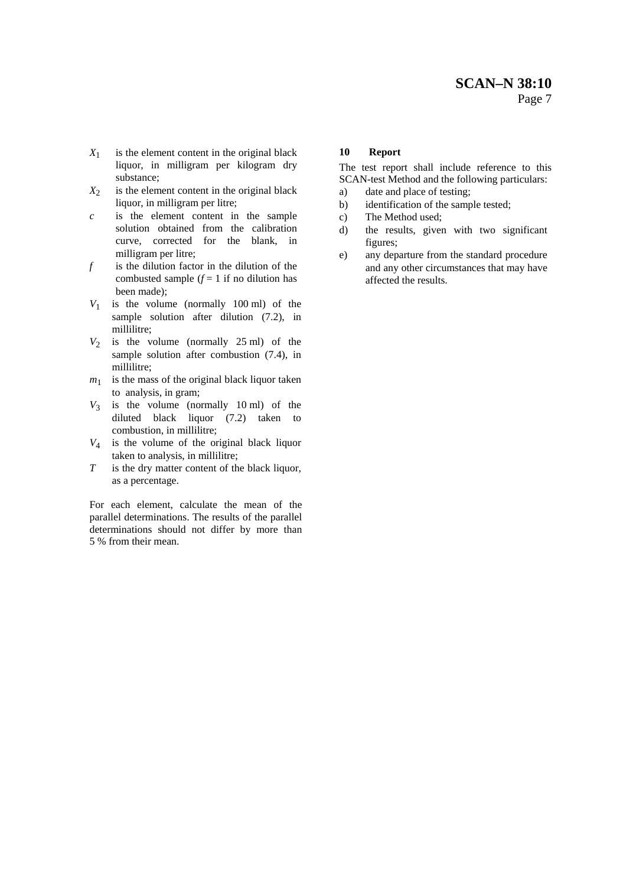$X_1$ is the element content in the original black liquor, in milligram per kilogram dry substance;

$X_2$ is the element content in the original black liquor, in milligram per litre;

$c$ is the element content in the sample solution obtained from the calibration curve, corrected for the blank, in milligram per litre;

$f$ is the dilution factor in the dilution of the combusted sample ($f = 1$ if no dilution has been made);

$V_1$ is the volume (normally 100 ml) of the sample solution after dilution (7.2), in millilitre;

$V_2$ is the volume (normally 25 ml) of the sample solution after combustion (7.4), in millilitre;

$m_1$ is the mass of the original black liquor taken to analysis, in gram;

$V_3$ is the volume (normally 10 ml) of the diluted black liquor (7.2) taken to combustion, in millilitre;

$V_4$ is the volume of the original black liquor taken to analysis, in millilitre;

$T$ is the dry matter content of the black liquor, as a percentage.

For each element, calculate the mean of the parallel determinations. The results of the parallel determinations should not differ by more than 5 % from their mean.

## 10 Report

The test report shall include reference to this SCAN-test Method and the following particulars:

a) date and place of testing;
b) identification of the sample tested;
c) The Method used;
d) the results, given with two significant figures;
e) any departure from the standard procedure and any other circumstances that may have affected the results.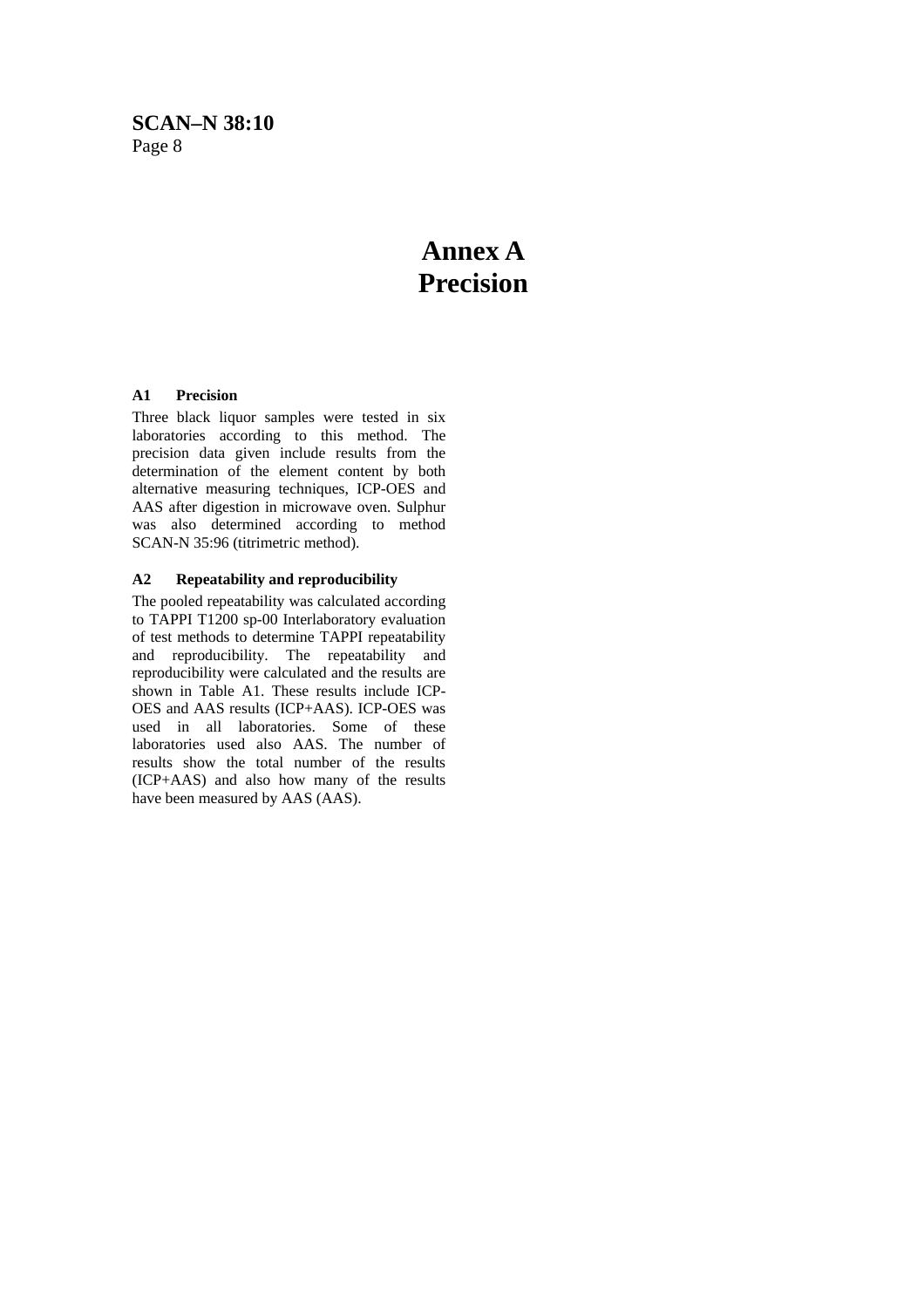# Annex A
# Precision

### A1 Precision

Three black liquor samples were tested in six laboratories according to this method. The precision data given include results from the determination of the element content by both alternative measuring techniques, ICP-OES and AAS after digestion in microwave oven. Sulphur was also determined according to method SCAN-N 35:96 (titrimetric method).

### A2 Repeatability and reproducibility

The pooled repeatability was calculated according to TAPPI T1200 sp-00 Interlaboratory evaluation of test methods to determine TAPPI repeatability and reproducibility. The repeatability and reproducibility were calculated and the results are shown in Table A1. These results include ICP-OES and AAS results (ICP+AAS). ICP-OES was used in all laboratories. Some of these laboratories used also AAS. The number of results show the total number of the results (ICP+AAS) and also how many of the results have been measured by AAS (AAS).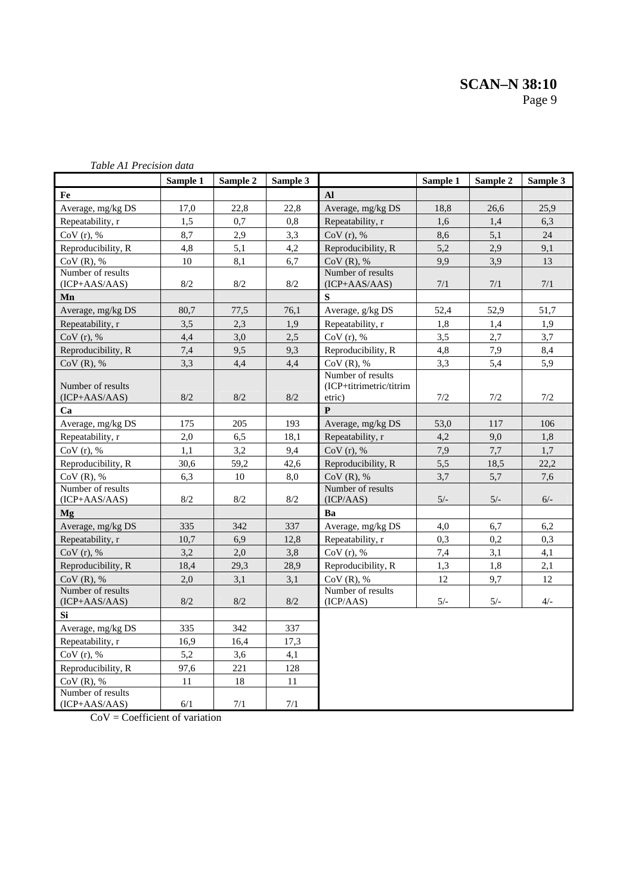*Table A1 Precision data*

| | Sample 1 | Sample 2 | Sample 3 | | Sample 1 | Sample 2 | Sample 3 |
|---|---|---|---|---|---|---|---|
| **Fe** | | | | **Al** | | | |
| Average, mg/kg DS | 17,0 | 22,8 | 22,8 | Average, mg/kg DS | 18,8 | 26,6 | 25,9 |
| Repeatability, r | 1,5 | 0,7 | 0,8 | Repeatability, r | 1,6 | 1,4 | 6,3 |
| CoV (r), % | 8,7 | 2,9 | 3,3 | CoV (r), % | 8,6 | 5,1 | 24 |
| Reproducibility, R | 4,8 | 5,1 | 4,2 | Reproducibility, R | 5,2 | 2,9 | 9,1 |
| CoV (R), % | 10 | 8,1 | 6,7 | CoV (R), % | 9,9 | 3,9 | 13 |
| Number of results (ICP+AAS/AAS) | 8/2 | 8/2 | 8/2 | Number of results (ICP+AAS/AAS) | 7/1 | 7/1 | 7/1 |
| **Mn** | | | | **S** | | | |
| Average, mg/kg DS | 80,7 | 77,5 | 76,1 | Average, g/kg DS | 52,4 | 52,9 | 51,7 |
| Repeatability, r | 3,5 | 2,3 | 1,9 | Repeatability, r | 1,8 | 1,4 | 1,9 |
| CoV (r), % | 4,4 | 3,0 | 2,5 | CoV (r), % | 3,5 | 2,7 | 3,7 |
| Reproducibility, R | 7,4 | 9,5 | 9,3 | Reproducibility, R | 4,8 | 7,9 | 8,4 |
| CoV (R), % | 3,3 | 4,4 | 4,4 | CoV (R), % | 3,3 | 5,4 | 5,9 |
| Number of results (ICP+AAS/AAS) | 8/2 | 8/2 | 8/2 | Number of results (ICP+titrimetric/titrimetric) | 7/2 | 7/2 | 7/2 |
| **Ca** | | | | **P** | | | |
| Average, mg/kg DS | 175 | 205 | 193 | Average, mg/kg DS | 53,0 | 117 | 106 |
| Repeatability, r | 2,0 | 6,5 | 18,1 | Repeatability, r | 4,2 | 9,0 | 1,8 |
| CoV (r), % | 1,1 | 3,2 | 9,4 | CoV (r), % | 7,9 | 7,7 | 1,7 |
| Reproducibility, R | 30,6 | 59,2 | 42,6 | Reproducibility, R | 5,5 | 18,5 | 22,2 |
| CoV (R), % | 6,3 | 10 | 8,0 | CoV (R), % | 3,7 | 5,7 | 7,6 |
| Number of results (ICP+AAS/AAS) | 8/2 | 8/2 | 8/2 | Number of results (ICP/AAS) | 5/- | 5/- | 6/- |
| **Mg** | | | | **Ba** | | | |
| Average, mg/kg DS | 335 | 342 | 337 | Average, mg/kg DS | 4,0 | 6,7 | 6,2 |
| Repeatability, r | 10,7 | 6,9 | 12,8 | Repeatability, r | 0,3 | 0,2 | 0,3 |
| CoV (r), % | 3,2 | 2,0 | 3,8 | CoV (r), % | 7,4 | 3,1 | 4,1 |
| Reproducibility, R | 18,4 | 29,3 | 28,9 | Reproducibility, R | 1,3 | 1,8 | 2,1 |
| CoV (R), % | 2,0 | 3,1 | 3,1 | CoV (R), % | 12 | 9,7 | 12 |
| Number of results (ICP+AAS/AAS) | 8/2 | 8/2 | 8/2 | Number of results (ICP/AAS) | 5/- | 5/- | 4/- |
| **Si** | | | | | | | |
| Average, mg/kg DS | 335 | 342 | 337 | | | | |
| Repeatability, r | 16,9 | 16,4 | 17,3 | | | | |
| CoV (r), % | 5,2 | 3,6 | 4,1 | | | | |
| Reproducibility, R | 97,6 | 221 | 128 | | | | |
| CoV (R), % | 11 | 18 | 11 | | | | |
| Number of results (ICP+AAS/AAS) | 6/1 | 7/1 | 7/1 | | | | |

CoV = Coefficient of variation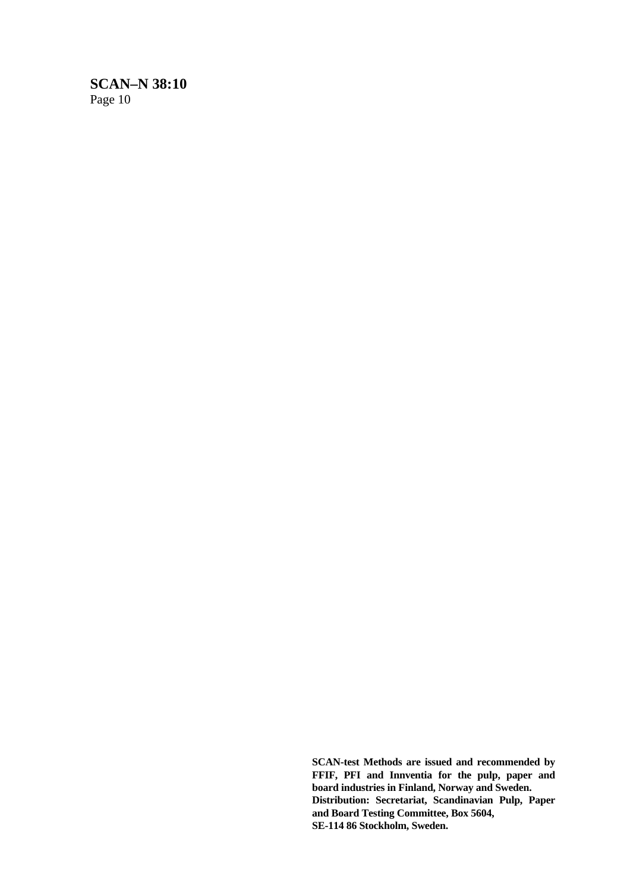**SCAN-test Methods are issued and recommended by FFIF, PFI and Innventia for the pulp, paper and board industries in Finland, Norway and Sweden.**
**Distribution: Secretariat, Scandinavian Pulp, Paper and Board Testing Committee, Box 5604, SE-114 86 Stockholm, Sweden.**